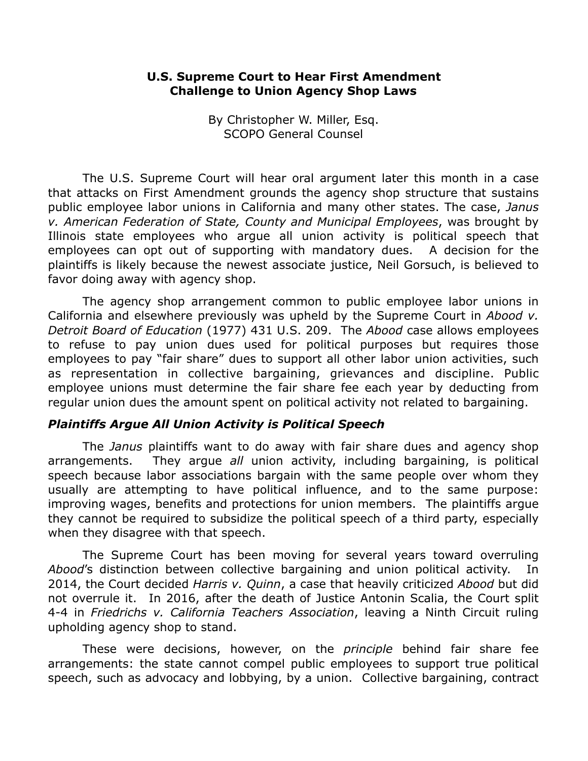**U.S. Supreme Court to Hear First Amendment Challenge to Union Agency Shop Laws**

By Christopher W. Miller, Esq.
SCOPO General Counsel

The U.S. Supreme Court will hear oral argument later this month in a case that attacks on First Amendment grounds the agency shop structure that sustains public employee labor unions in California and many other states. The case, *Janus v. American Federation of State, County and Municipal Employees*, was brought by Illinois state employees who argue all union activity is political speech that employees can opt out of supporting with mandatory dues. A decision for the plaintiffs is likely because the newest associate justice, Neil Gorsuch, is believed to favor doing away with agency shop.

The agency shop arrangement common to public employee labor unions in California and elsewhere previously was upheld by the Supreme Court in *Abood v. Detroit Board of Education* (1977) 431 U.S. 209. The *Abood* case allows employees to refuse to pay union dues used for political purposes but requires those employees to pay "fair share" dues to support all other labor union activities, such as representation in collective bargaining, grievances and discipline. Public employee unions must determine the fair share fee each year by deducting from regular union dues the amount spent on political activity not related to bargaining.

### *Plaintiffs Argue All Union Activity is Political Speech*

The *Janus* plaintiffs want to do away with fair share dues and agency shop arrangements. They argue *all* union activity, including bargaining, is political speech because labor associations bargain with the same people over whom they usually are attempting to have political influence, and to the same purpose: improving wages, benefits and protections for union members. The plaintiffs argue they cannot be required to subsidize the political speech of a third party, especially when they disagree with that speech.

The Supreme Court has been moving for several years toward overruling *Abood*'s distinction between collective bargaining and union political activity. In 2014, the Court decided *Harris v. Quinn*, a case that heavily criticized *Abood* but did not overrule it. In 2016, after the death of Justice Antonin Scalia, the Court split 4-4 in *Friedrichs v. California Teachers Association*, leaving a Ninth Circuit ruling upholding agency shop to stand.

These were decisions, however, on the *principle* behind fair share fee arrangements: the state cannot compel public employees to support true political speech, such as advocacy and lobbying, by a union. Collective bargaining, contract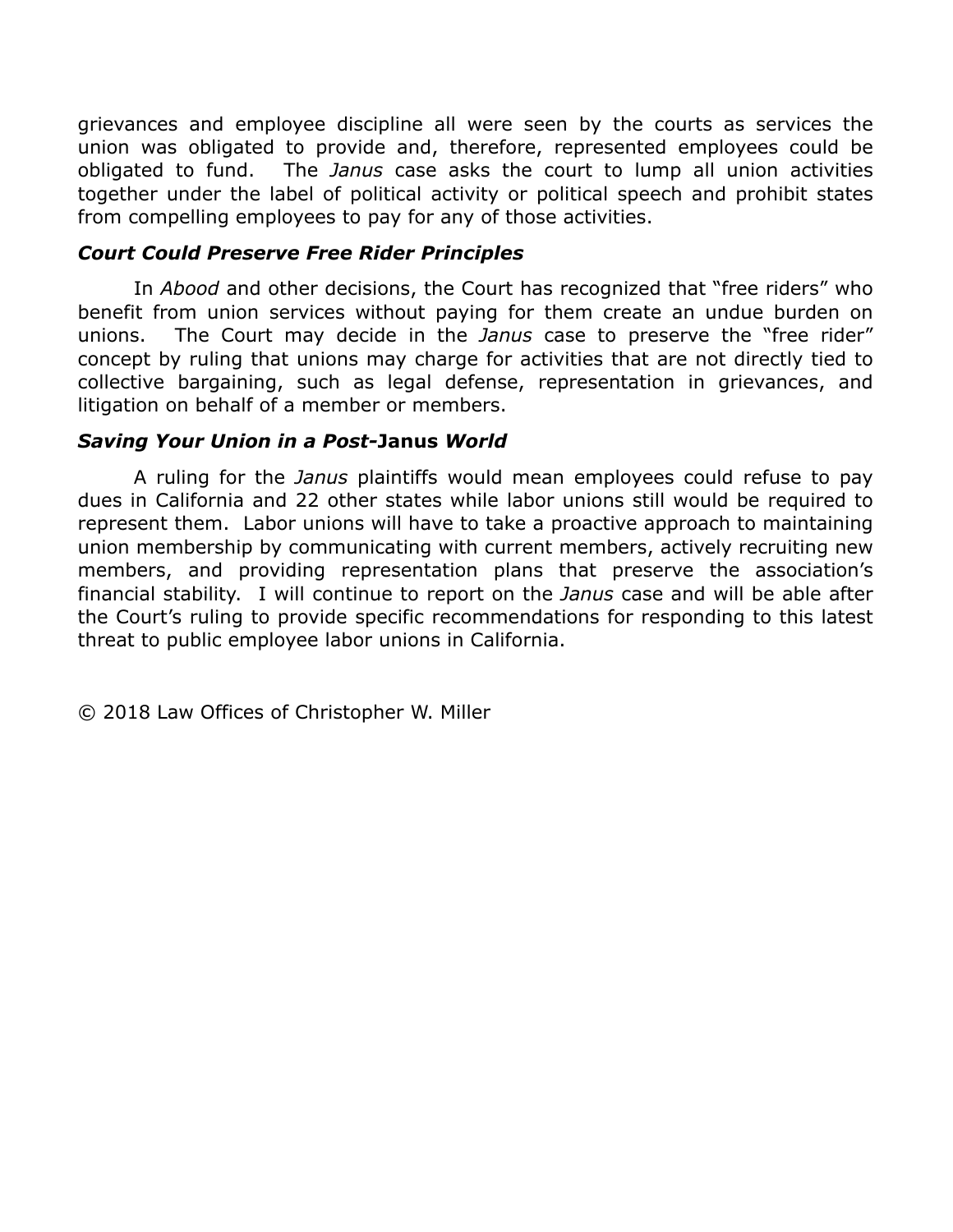grievances and employee discipline all were seen by the courts as services the union was obligated to provide and, therefore, represented employees could be obligated to fund. The *Janus* case asks the court to lump all union activities together under the label of political activity or political speech and prohibit states from compelling employees to pay for any of those activities.

### *Court Could Preserve Free Rider Principles*

In *Abood* and other decisions, the Court has recognized that "free riders" who benefit from union services without paying for them create an undue burden on unions. The Court may decide in the *Janus* case to preserve the "free rider" concept by ruling that unions may charge for activities that are not directly tied to collective bargaining, such as legal defense, representation in grievances, and litigation on behalf of a member or members.

### *Saving Your Union in a Post-***Janus** *World*

A ruling for the *Janus* plaintiffs would mean employees could refuse to pay dues in California and 22 other states while labor unions still would be required to represent them. Labor unions will have to take a proactive approach to maintaining union membership by communicating with current members, actively recruiting new members, and providing representation plans that preserve the association's financial stability. I will continue to report on the *Janus* case and will be able after the Court's ruling to provide specific recommendations for responding to this latest threat to public employee labor unions in California.

© 2018 Law Offices of Christopher W. Miller